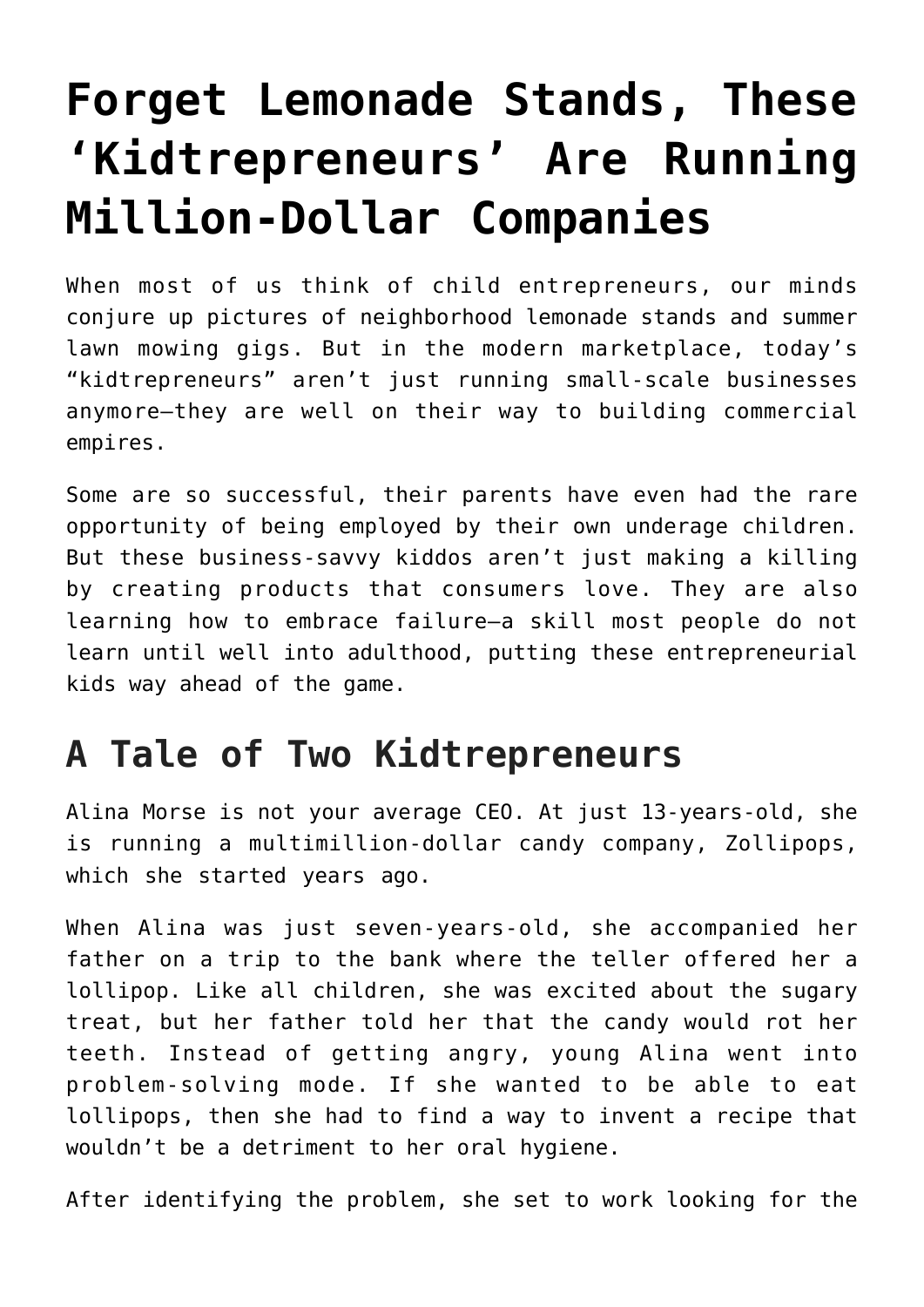# Forget Lemonade Stands, These 'Kidtrepreneurs' Are Running Million-Dollar Companies

When most of us think of child entrepreneurs, our minds conjure up pictures of neighborhood lemonade stands and summer lawn mowing gigs. But in the modern marketplace, today's "kidtrepreneurs" aren't just running small-scale businesses anymore—they are well on their way to building commercial empires.

Some are so successful, their parents have even had the rare opportunity of being employed by their own underage children. But these business-savvy kiddos aren't just making a killing by creating products that consumers love. They are also learning how to embrace failure—a skill most people do not learn until well into adulthood, putting these entrepreneurial kids way ahead of the game.

## A Tale of Two Kidtrepreneurs

Alina Morse is not your average CEO. At just 13-years-old, she is running a multimillion-dollar candy company, Zollipops, which she started years ago.

When Alina was just seven-years-old, she accompanied her father on a trip to the bank where the teller offered her a lollipop. Like all children, she was excited about the sugary treat, but her father told her that the candy would rot her teeth. Instead of getting angry, young Alina went into problem-solving mode. If she wanted to be able to eat lollipops, then she had to find a way to invent a recipe that wouldn't be a detriment to her oral hygiene.

After identifying the problem, she set to work looking for the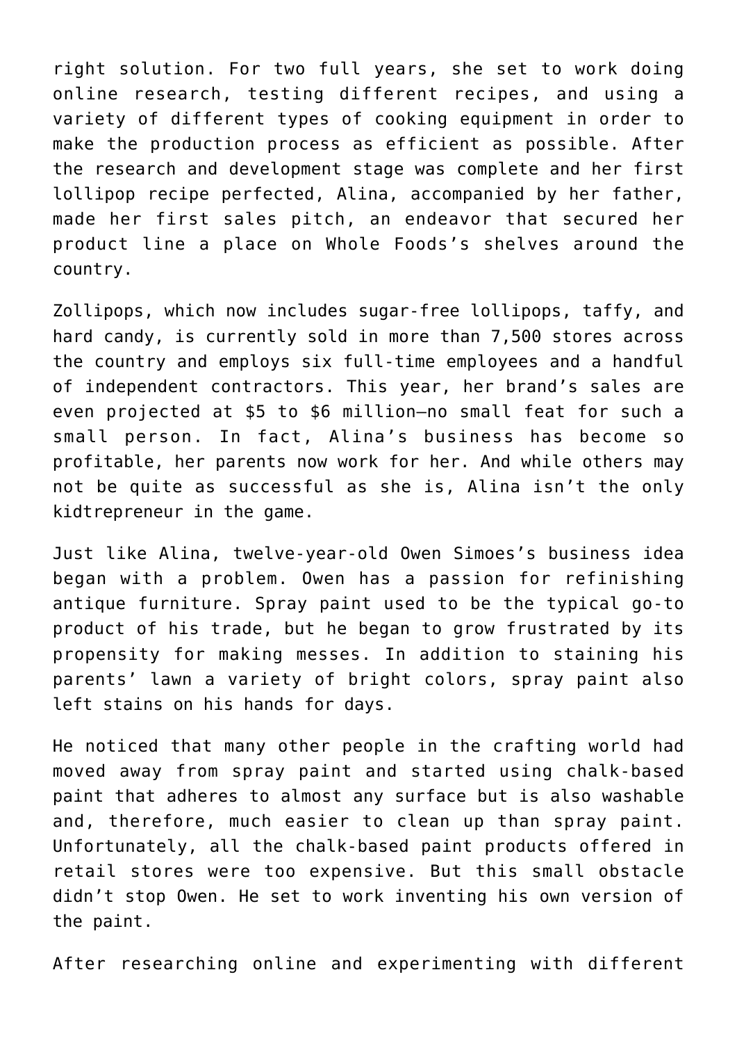right solution. For two full years, she set to work doing online research, testing different recipes, and using a variety of different types of cooking equipment in order to make the production process as efficient as possible. After the research and development stage was complete and her first lollipop recipe perfected, Alina, accompanied by her father, made her first sales pitch, an endeavor that secured her product line a place on Whole Foods's shelves around the country.

Zollipops, which now includes sugar-free lollipops, taffy, and hard candy, is currently sold in more than 7,500 stores across the country and employs six full-time employees and a handful of independent contractors. This year, her brand's sales are even projected at $5 to $6 million—no small feat for such a small person. In fact, Alina's business has become so profitable, her parents now work for her. And while others may not be quite as successful as she is, Alina isn't the only kidtrepreneur in the game.

Just like Alina, twelve-year-old Owen Simoes's business idea began with a problem. Owen has a passion for refinishing antique furniture. Spray paint used to be the typical go-to product of his trade, but he began to grow frustrated by its propensity for making messes. In addition to staining his parents' lawn a variety of bright colors, spray paint also left stains on his hands for days.

He noticed that many other people in the crafting world had moved away from spray paint and started using chalk-based paint that adheres to almost any surface but is also washable and, therefore, much easier to clean up than spray paint. Unfortunately, all the chalk-based paint products offered in retail stores were too expensive. But this small obstacle didn't stop Owen. He set to work inventing his own version of the paint.

After researching online and experimenting with different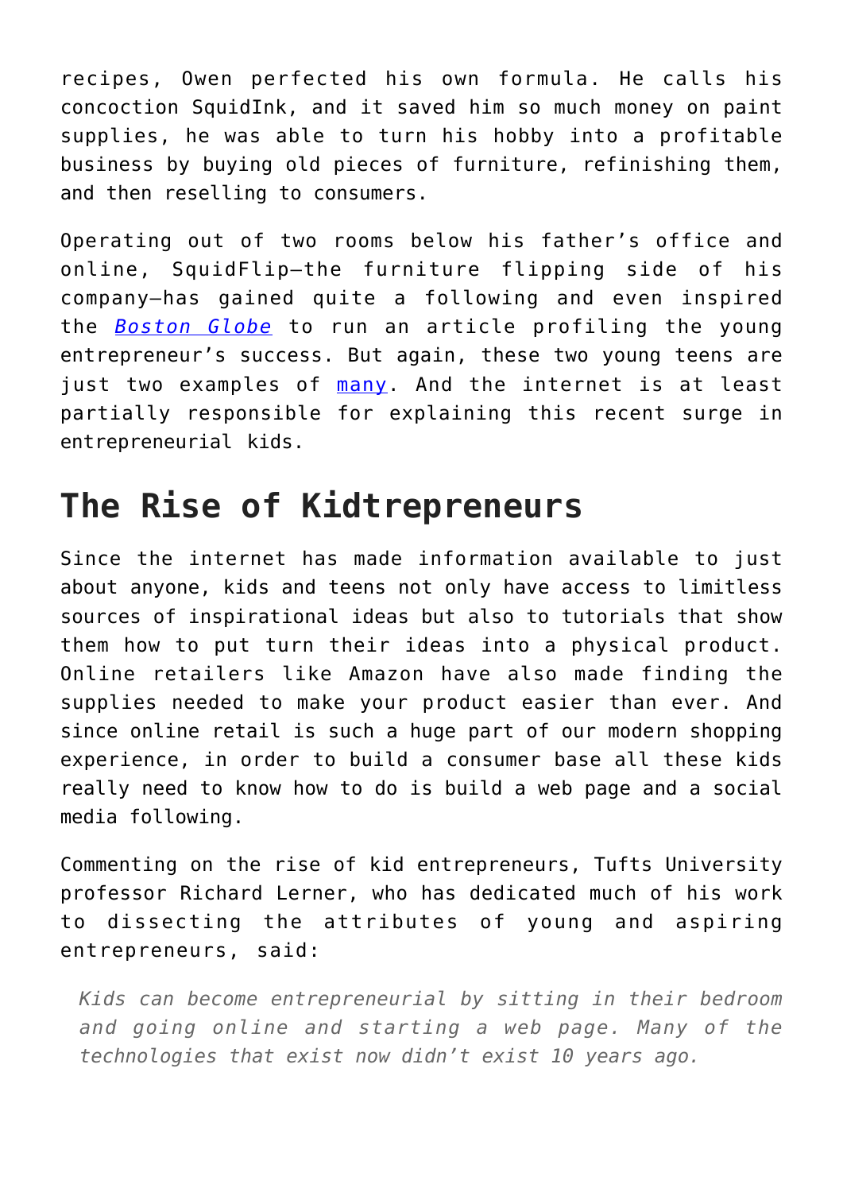recipes, Owen perfected his own formula. He calls his concoction SquidInk, and it saved him so much money on paint supplies, he was able to turn his hobby into a profitable business by buying old pieces of furniture, refinishing them, and then reselling to consumers.

Operating out of two rooms below his father's office and online, SquidFlip—the furniture flipping side of his company—has gained quite a following and even inspired the *Boston Globe* to run an article profiling the young entrepreneur's success. But again, these two young teens are just two examples of many. And the internet is at least partially responsible for explaining this recent surge in entrepreneurial kids.

## The Rise of Kidtrepreneurs

Since the internet has made information available to just about anyone, kids and teens not only have access to limitless sources of inspirational ideas but also to tutorials that show them how to put turn their ideas into a physical product. Online retailers like Amazon have also made finding the supplies needed to make your product easier than ever. And since online retail is such a huge part of our modern shopping experience, in order to build a consumer base all these kids really need to know how to do is build a web page and a social media following.

Commenting on the rise of kid entrepreneurs, Tufts University professor Richard Lerner, who has dedicated much of his work to dissecting the attributes of young and aspiring entrepreneurs, said:

> *Kids can become entrepreneurial by sitting in their bedroom and going online and starting a web page. Many of the technologies that exist now didn't exist 10 years ago.*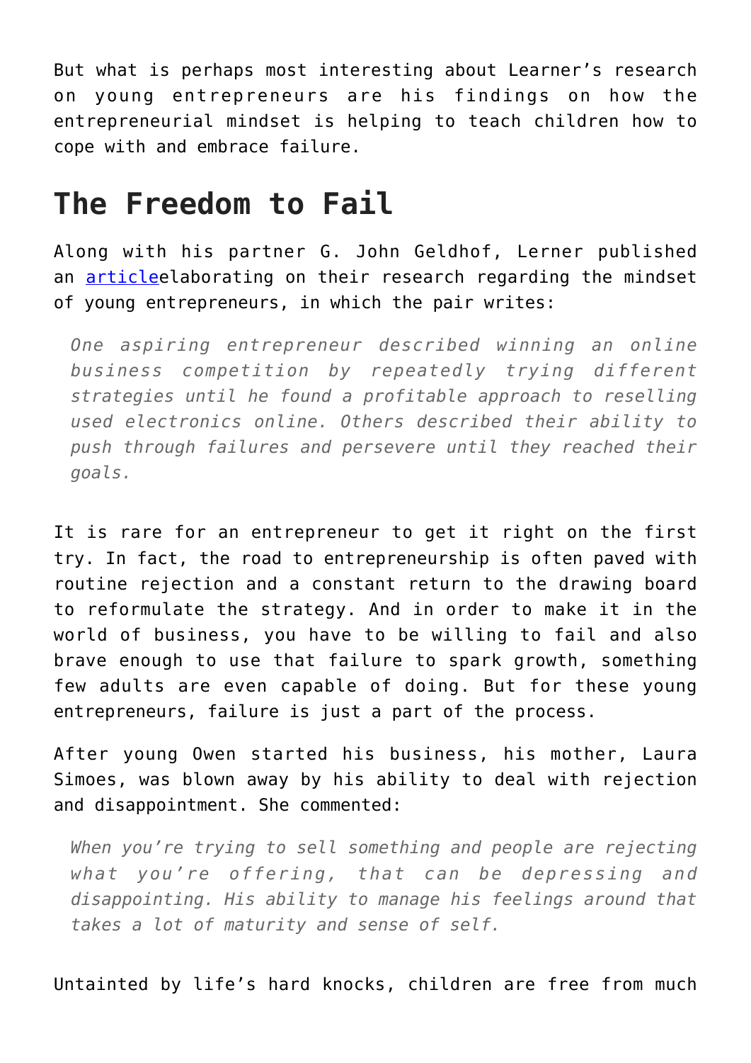But what is perhaps most interesting about Learner's research on young entrepreneurs are his findings on how the entrepreneurial mindset is helping to teach children how to cope with and embrace failure.

## The Freedom to Fail

Along with his partner G. John Geldhof, Lerner published an articleelaborating on their research regarding the mindset of young entrepreneurs, in which the pair writes:

> *One aspiring entrepreneur described winning an online business competition by repeatedly trying different strategies until he found a profitable approach to reselling used electronics online. Others described their ability to push through failures and persevere until they reached their goals.*

It is rare for an entrepreneur to get it right on the first try. In fact, the road to entrepreneurship is often paved with routine rejection and a constant return to the drawing board to reformulate the strategy. And in order to make it in the world of business, you have to be willing to fail and also brave enough to use that failure to spark growth, something few adults are even capable of doing. But for these young entrepreneurs, failure is just a part of the process.

After young Owen started his business, his mother, Laura Simoes, was blown away by his ability to deal with rejection and disappointment. She commented:

> *When you're trying to sell something and people are rejecting what you're offering, that can be depressing and disappointing. His ability to manage his feelings around that takes a lot of maturity and sense of self.*

Untainted by life's hard knocks, children are free from much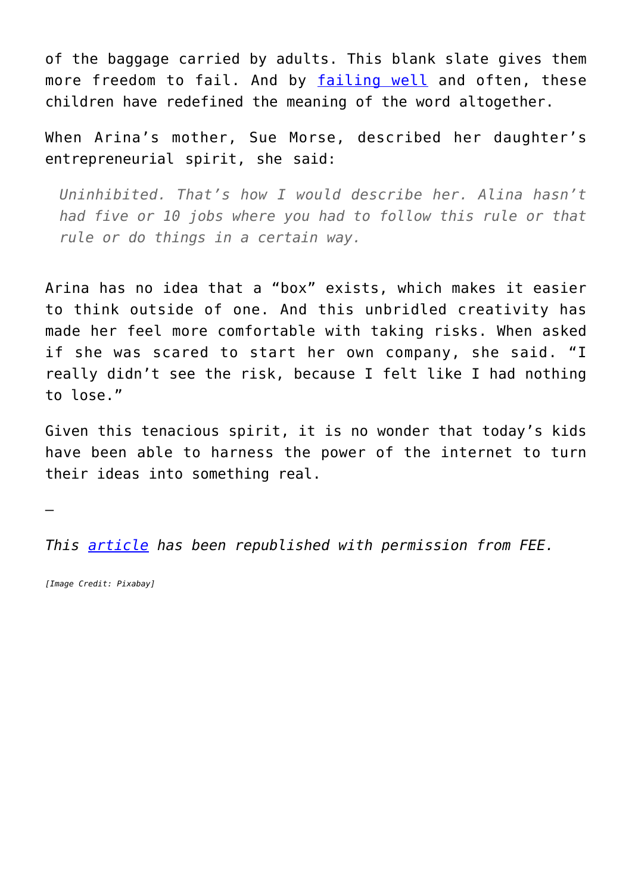of the baggage carried by adults. This blank slate gives them more freedom to fail. And by failing well and often, these children have redefined the meaning of the word altogether.

When Arina's mother, Sue Morse, described her daughter's entrepreneurial spirit, she said:

> *Uninhibited. That's how I would describe her. Alina hasn't had five or 10 jobs where you had to follow this rule or that rule or do things in a certain way.*

Arina has no idea that a "box" exists, which makes it easier to think outside of one. And this unbridled creativity has made her feel more comfortable with taking risks. When asked if she was scared to start her own company, she said. "I really didn't see the risk, because I felt like I had nothing to lose."

Given this tenacious spirit, it is no wonder that today's kids have been able to harness the power of the internet to turn their ideas into something real.

—

*This article has been republished with permission from FEE.*

*[Image Credit: Pixabay]*